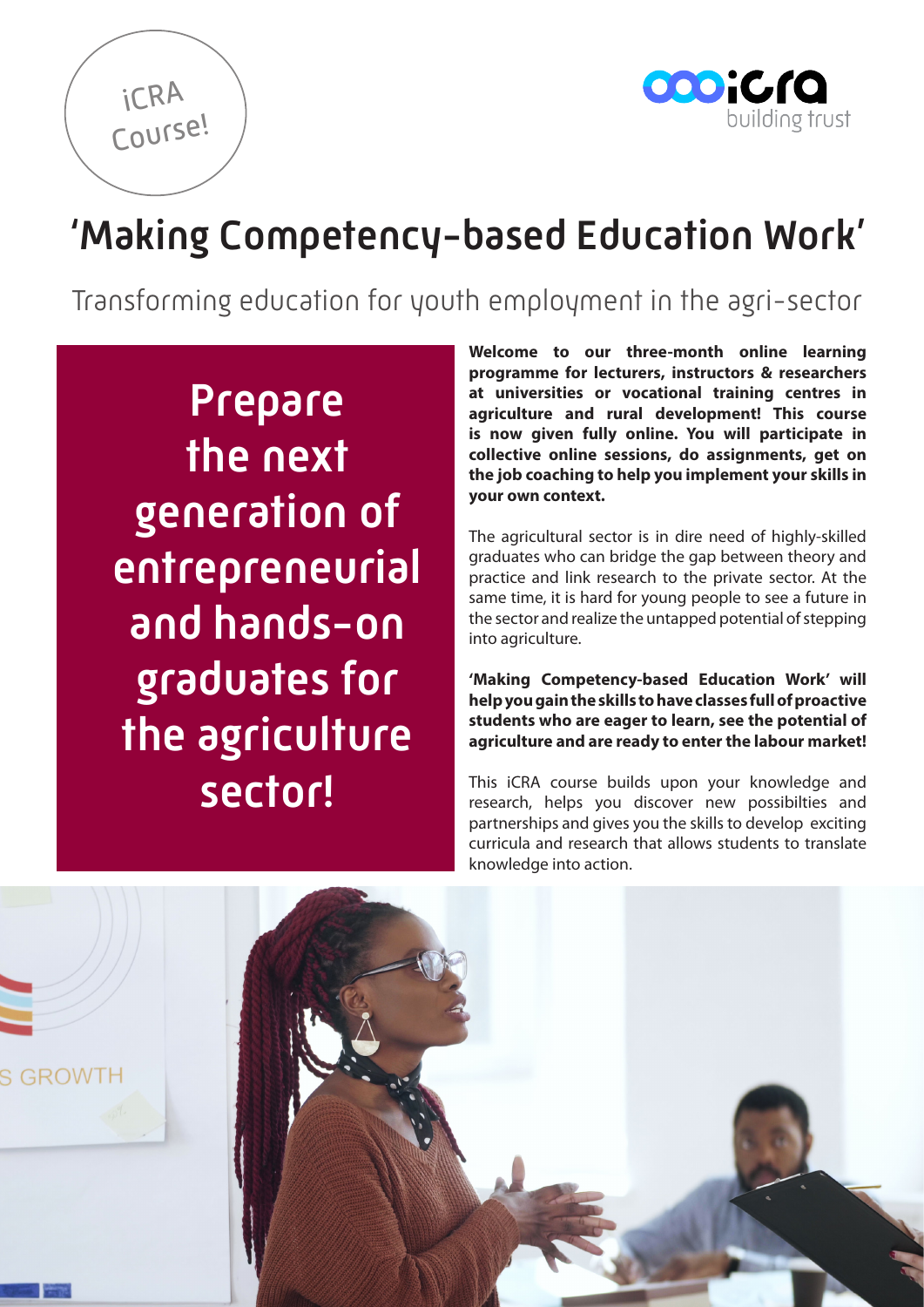iCRA Course!

iCRA building trust

# 'Making Competency-based Education Work'

## Transforming education for youth employment in the agri-sector

**Prepare the next generation of entrepreneurial and hands-on graduates for the agriculture sector!**

**Welcome to our three-month online learning programme for lecturers, instructors & researchers at universities or vocational training centres in agriculture and rural development! This course is now given fully online. You will participate in collective online sessions, do assignments, get on the job coaching to help you implement your skills in your own context.**

The agricultural sector is in dire need of highly-skilled graduates who can bridge the gap between theory and practice and link research to the private sector. At the same time, it is hard for young people to see a future in the sector and realize the untapped potential of stepping into agriculture.

**'Making Competency-based Education Work' will help you gain the skills to have classes full of proactive students who are eager to learn, see the potential of agriculture and are ready to enter the labour market!**

This iCRA course builds upon your knowledge and research, helps you discover new possibilties and partnerships and gives you the skills to develop exciting curricula and research that allows students to translate knowledge into action.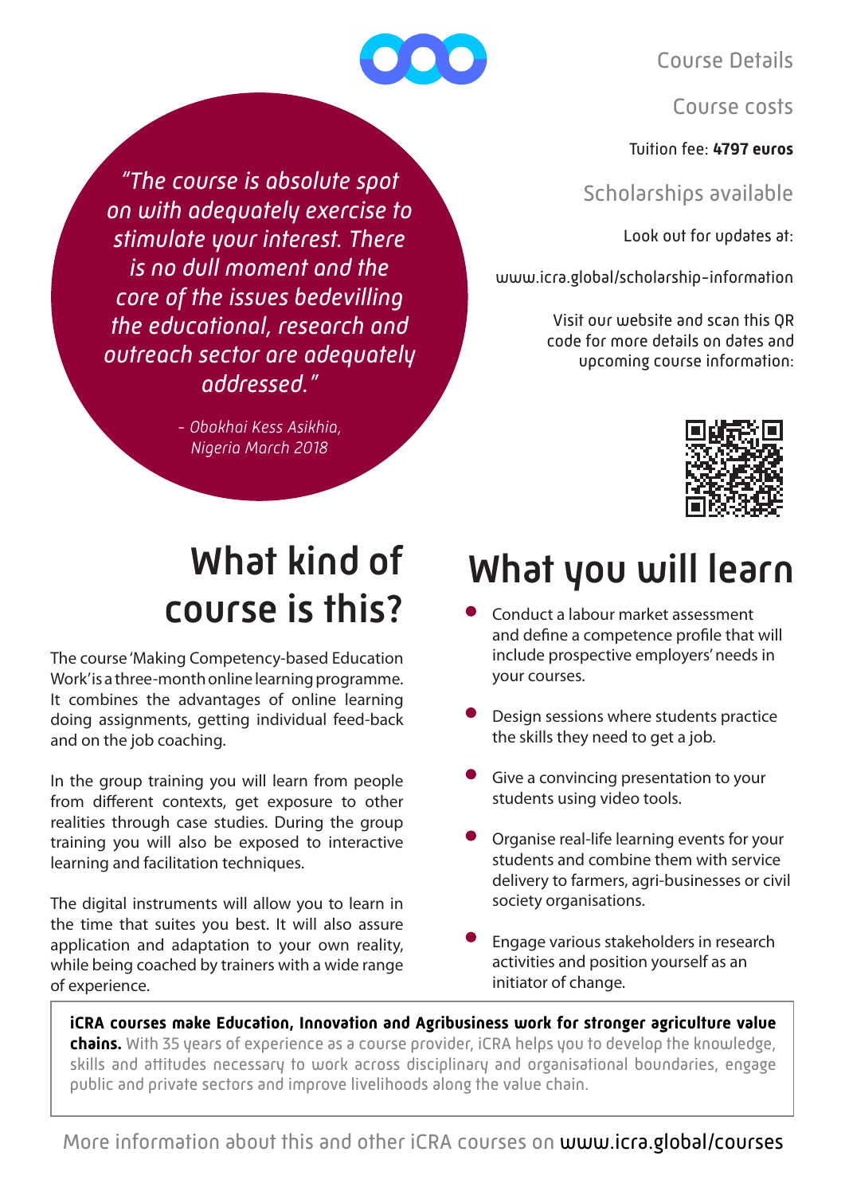*"The course is absolute spot on with adequately exercise to stimulate your interest. There is no dull moment and the core of the issues bedevilling the educational, research and outreach sector are adequately addressed."*

*- Obokhai Kess Asikhia, Nigeria March 2018*

## Course Details

### Course costs

Tuition fee: **4797 euros**

### Scholarships available

Look out for updates at:

www.icra.global/scholarship-information

Visit our website and scan this QR code for more details on dates and upcoming course information:

# What kind of course is this?

The course 'Making Competency-based Education Work' is a three-month online learning programme. It combines the advantages of online learning doing assignments, getting individual feed-back and on the job coaching.

In the group training you will learn from people from different contexts, get exposure to other realities through case studies. During the group training you will also be exposed to interactive learning and facilitation techniques.

The digital instruments will allow you to learn in the time that suites you best. It will also assure application and adaptation to your own reality, while being coached by trainers with a wide range of experience.

# What you will learn

- Conduct a labour market assessment and define a competence profile that will include prospective employers' needs in your courses.
- Design sessions where students practice the skills they need to get a job.
- Give a convincing presentation to your students using video tools.
- Organise real-life learning events for your students and combine them with service delivery to farmers, agri-businesses or civil society organisations.
- Engage various stakeholders in research activities and position yourself as an initiator of change.

**iCRA courses make Education, Innovation and Agribusiness work for stronger agriculture value chains.** With 35 years of experience as a course provider, iCRA helps you to develop the knowledge, skills and attitudes necessary to work across disciplinary and organisational boundaries, engage public and private sectors and improve livelihoods along the value chain.

More information about this and other iCRA courses on www.icra.global/courses